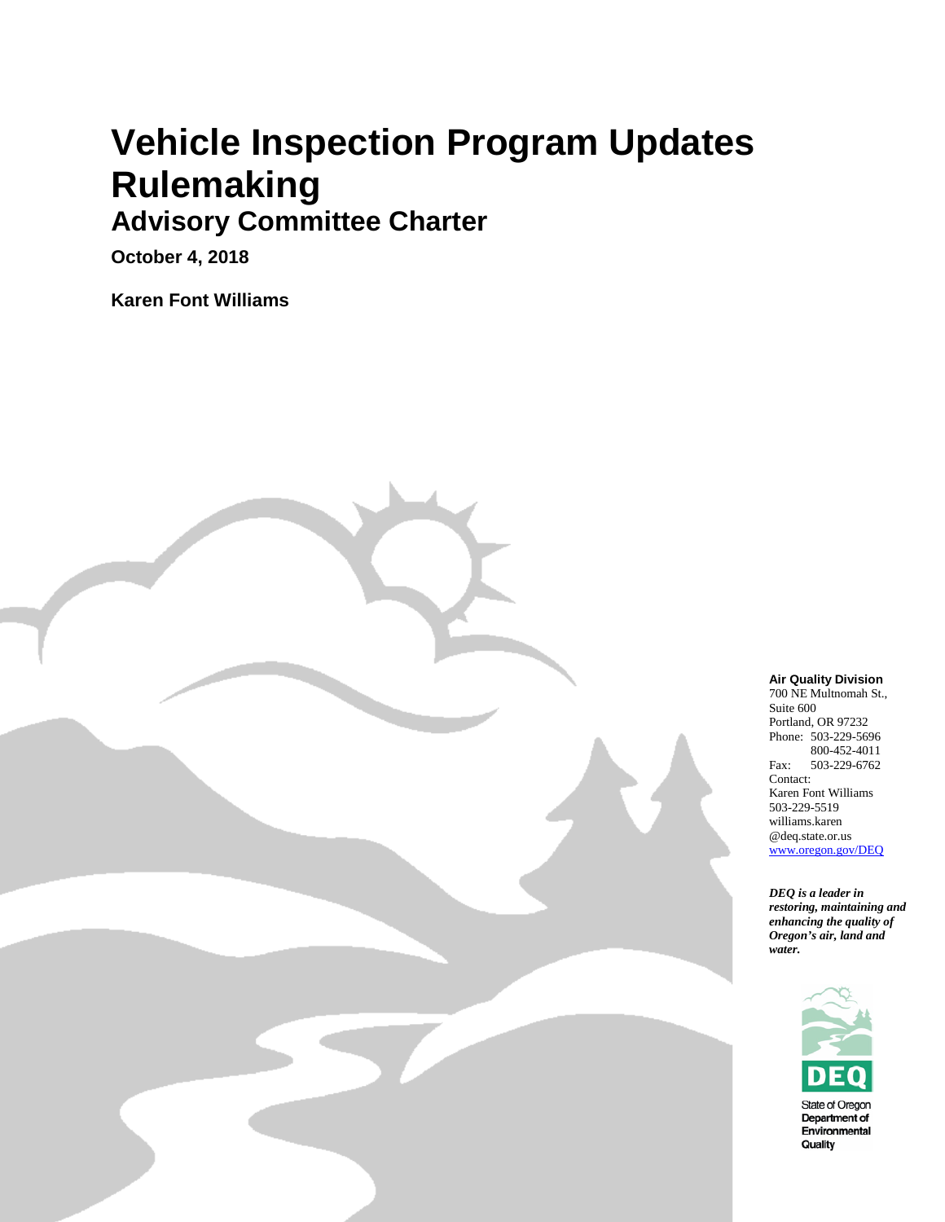# Vehicle Inspection Program Updates Rulemaking

## Advisory Committee Charter

**October 4, 2018**

**Karen Font Williams**

**Air Quality Division**
700 NE Multnomah St., Suite 600
Portland, OR 97232
Phone: 503-229-5696
800-452-4011
Fax: 503-229-6762
Contact:
Karen Font Williams
503-229-5519
williams.karen@deq.state.or.us
www.oregon.gov/DEQ

***DEQ is a leader in restoring, maintaining and enhancing the quality of Oregon's air, land and water.***

DEQ
State of Oregon Department of Environmental Quality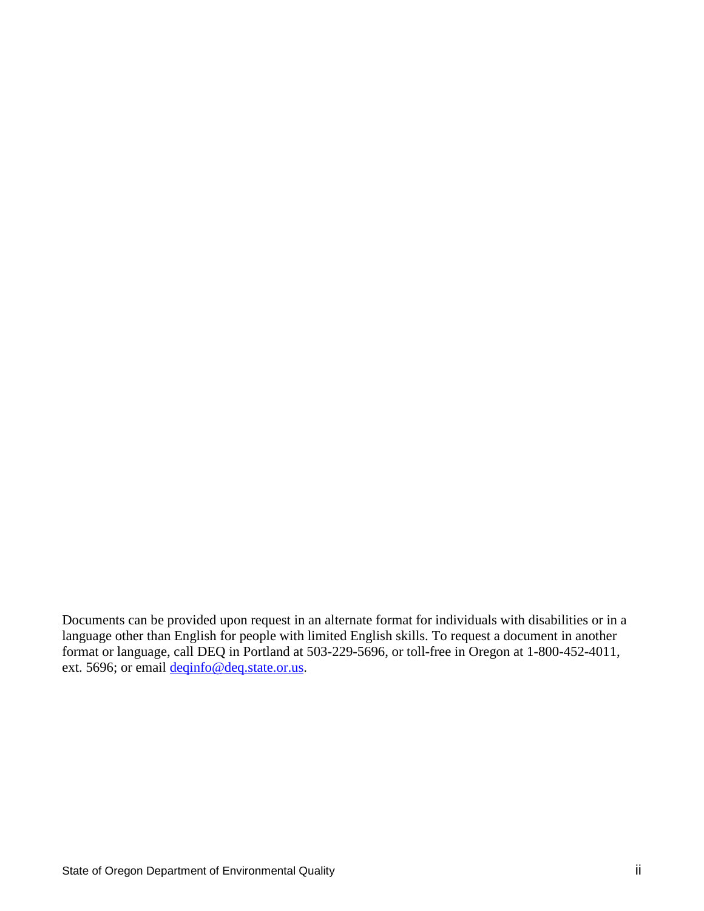Documents can be provided upon request in an alternate format for individuals with disabilities or in a language other than English for people with limited English skills. To request a document in another format or language, call DEQ in Portland at 503-229-5696, or toll-free in Oregon at 1-800-452-4011, ext. 5696; or email deqinfo@deq.state.or.us.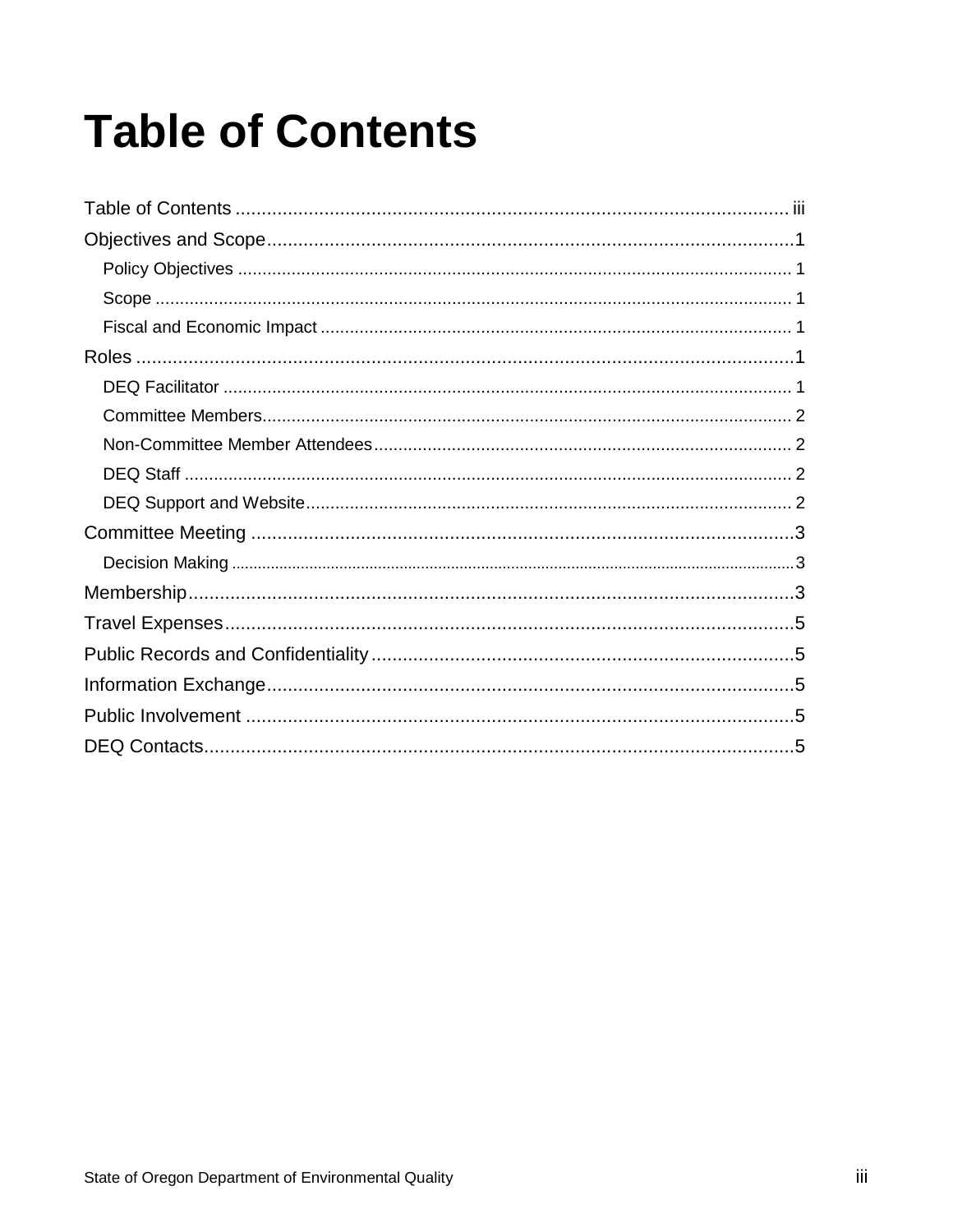# Table of Contents

Table of Contents ........................................................................................................ iii

Objectives and Scope ....................................................................................................1

- Policy Objectives ........................................................................................................ 1
- Scope ......................................................................................................................... 1
- Fiscal and Economic Impact ...................................................................................... 1

Roles .............................................................................................................................1

- DEQ Facilitator ........................................................................................................... 1
- Committee Members ................................................................................................... 2
- Non-Committee Member Attendees ........................................................................... 2
- DEQ Staff ................................................................................................................... 2
- DEQ Support and Website ......................................................................................... 2

Committee Meeting .......................................................................................................3

- Decision Making ......................................................................................................... 3

Membership ...................................................................................................................3

Travel Expenses ............................................................................................................5

Public Records and Confidentiality ...............................................................................5

Information Exchange ....................................................................................................5

Public Involvement ........................................................................................................5

DEQ Contacts .................................................................................................................5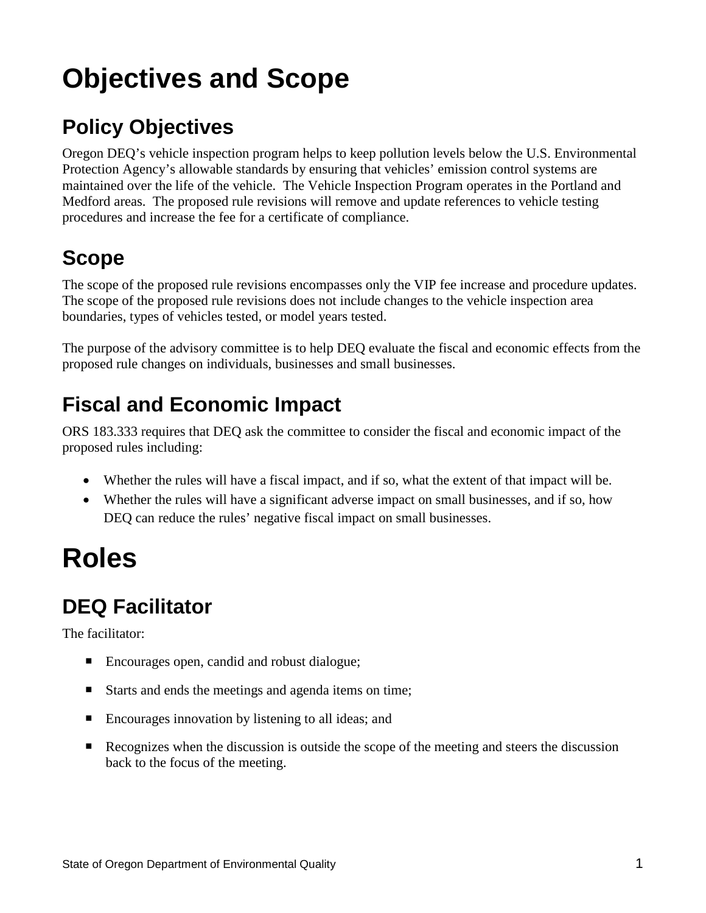# Objectives and Scope

## Policy Objectives

Oregon DEQ's vehicle inspection program helps to keep pollution levels below the U.S. Environmental Protection Agency's allowable standards by ensuring that vehicles' emission control systems are maintained over the life of the vehicle. The Vehicle Inspection Program operates in the Portland and Medford areas. The proposed rule revisions will remove and update references to vehicle testing procedures and increase the fee for a certificate of compliance.

## Scope

The scope of the proposed rule revisions encompasses only the VIP fee increase and procedure updates. The scope of the proposed rule revisions does not include changes to the vehicle inspection area boundaries, types of vehicles tested, or model years tested.

The purpose of the advisory committee is to help DEQ evaluate the fiscal and economic effects from the proposed rule changes on individuals, businesses and small businesses.

## Fiscal and Economic Impact

ORS 183.333 requires that DEQ ask the committee to consider the fiscal and economic impact of the proposed rules including:

- Whether the rules will have a fiscal impact, and if so, what the extent of that impact will be.
- Whether the rules will have a significant adverse impact on small businesses, and if so, how DEQ can reduce the rules' negative fiscal impact on small businesses.

# Roles

## DEQ Facilitator

The facilitator:

- Encourages open, candid and robust dialogue;
- Starts and ends the meetings and agenda items on time;
- Encourages innovation by listening to all ideas; and
- Recognizes when the discussion is outside the scope of the meeting and steers the discussion back to the focus of the meeting.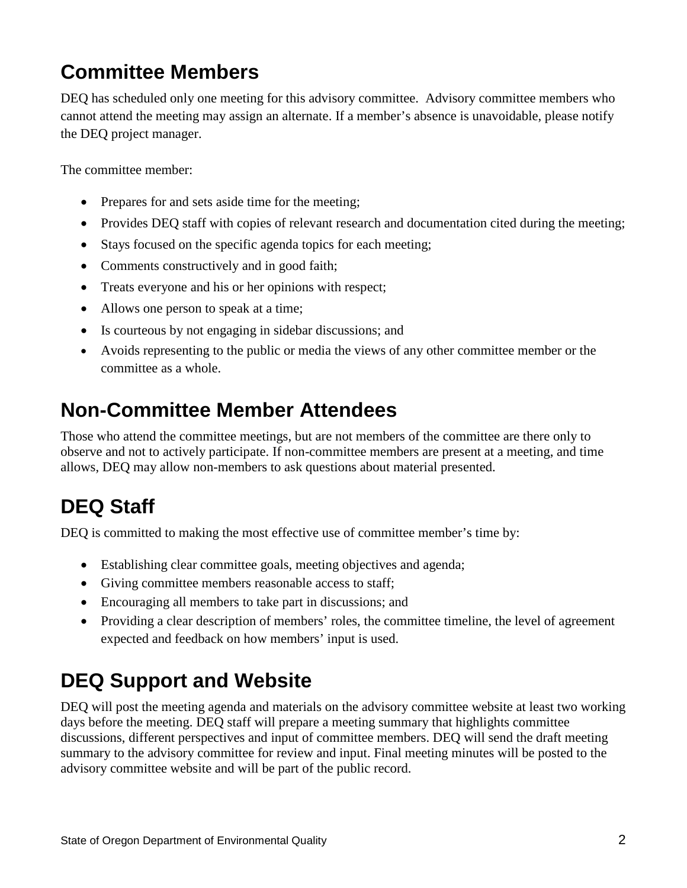## Committee Members

DEQ has scheduled only one meeting for this advisory committee. Advisory committee members who cannot attend the meeting may assign an alternate. If a member's absence is unavoidable, please notify the DEQ project manager.

The committee member:

- Prepares for and sets aside time for the meeting;
- Provides DEQ staff with copies of relevant research and documentation cited during the meeting;
- Stays focused on the specific agenda topics for each meeting;
- Comments constructively and in good faith;
- Treats everyone and his or her opinions with respect;
- Allows one person to speak at a time;
- Is courteous by not engaging in sidebar discussions; and
- Avoids representing to the public or media the views of any other committee member or the committee as a whole.

## Non-Committee Member Attendees

Those who attend the committee meetings, but are not members of the committee are there only to observe and not to actively participate. If non-committee members are present at a meeting, and time allows, DEQ may allow non-members to ask questions about material presented.

## DEQ Staff

DEQ is committed to making the most effective use of committee member's time by:

- Establishing clear committee goals, meeting objectives and agenda;
- Giving committee members reasonable access to staff;
- Encouraging all members to take part in discussions; and
- Providing a clear description of members' roles, the committee timeline, the level of agreement expected and feedback on how members' input is used.

## DEQ Support and Website

DEQ will post the meeting agenda and materials on the advisory committee website at least two working days before the meeting. DEQ staff will prepare a meeting summary that highlights committee discussions, different perspectives and input of committee members. DEQ will send the draft meeting summary to the advisory committee for review and input. Final meeting minutes will be posted to the advisory committee website and will be part of the public record.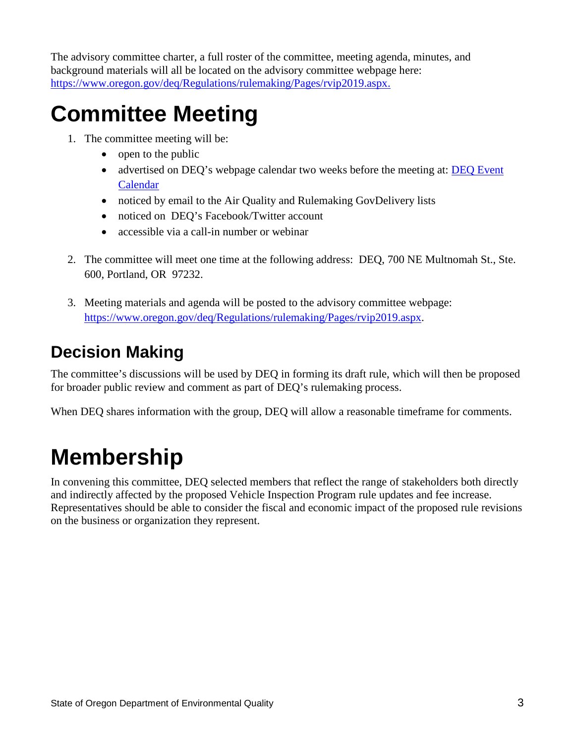The advisory committee charter, a full roster of the committee, meeting agenda, minutes, and background materials will all be located on the advisory committee webpage here: [https://www.oregon.gov/deq/Regulations/rulemaking/Pages/rvip2019.aspx.](https://www.oregon.gov/deq/Regulations/rulemaking/Pages/rvip2019.aspx)

# Committee Meeting

1. The committee meeting will be:
   - open to the public
   - advertised on DEQ's webpage calendar two weeks before the meeting at: [DEQ Event Calendar]()
   - noticed by email to the Air Quality and Rulemaking GovDelivery lists
   - noticed on DEQ's Facebook/Twitter account
   - accessible via a call-in number or webinar

2. The committee will meet one time at the following address: DEQ, 700 NE Multnomah St., Ste. 600, Portland, OR 97232.

3. Meeting materials and agenda will be posted to the advisory committee webpage: [https://www.oregon.gov/deq/Regulations/rulemaking/Pages/rvip2019.aspx](https://www.oregon.gov/deq/Regulations/rulemaking/Pages/rvip2019.aspx).

## Decision Making

The committee's discussions will be used by DEQ in forming its draft rule, which will then be proposed for broader public review and comment as part of DEQ's rulemaking process.

When DEQ shares information with the group, DEQ will allow a reasonable timeframe for comments.

# Membership

In convening this committee, DEQ selected members that reflect the range of stakeholders both directly and indirectly affected by the proposed Vehicle Inspection Program rule updates and fee increase. Representatives should be able to consider the fiscal and economic impact of the proposed rule revisions on the business or organization they represent.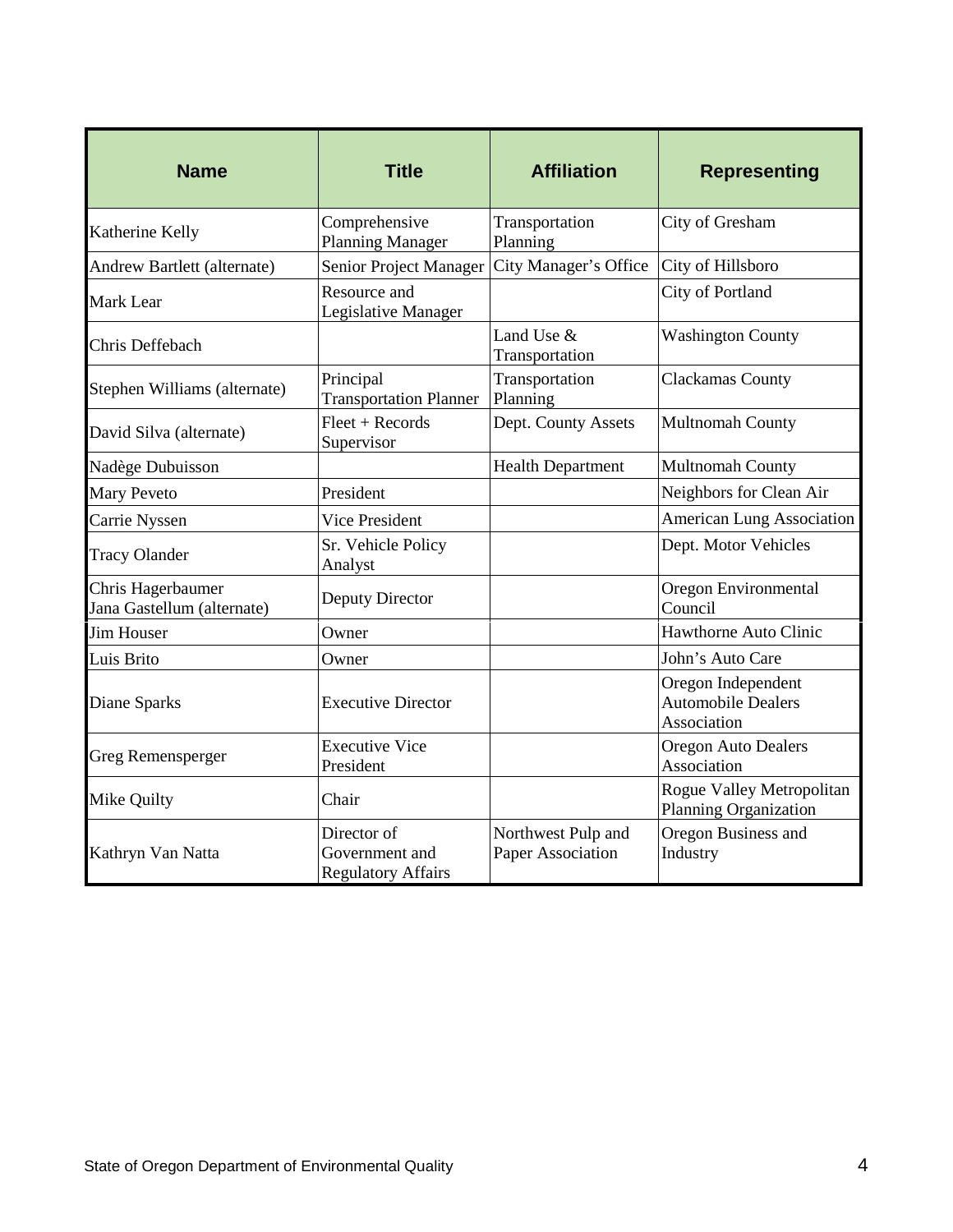| Name | Title | Affiliation | Representing |
|---|---|---|---|
| Katherine Kelly | Comprehensive Planning Manager | Transportation Planning | City of Gresham |
| Andrew Bartlett (alternate) | Senior Project Manager | City Manager's Office | City of Hillsboro |
| Mark Lear | Resource and Legislative Manager | | City of Portland |
| Chris Deffebach | | Land Use & Transportation | Washington County |
| Stephen Williams (alternate) | Principal Transportation Planner | Transportation Planning | Clackamas County |
| David Silva (alternate) | Fleet + Records Supervisor | Dept. County Assets | Multnomah County |
| Nadège Dubuisson | | Health Department | Multnomah County |
| Mary Peveto | President | | Neighbors for Clean Air |
| Carrie Nyssen | Vice President | | American Lung Association |
| Tracy Olander | Sr. Vehicle Policy Analyst | | Dept. Motor Vehicles |
| Chris Hagerbaumer<br>Jana Gastellum (alternate) | Deputy Director | | Oregon Environmental Council |
| Jim Houser | Owner | | Hawthorne Auto Clinic |
| Luis Brito | Owner | | John's Auto Care |
| Diane Sparks | Executive Director | | Oregon Independent Automobile Dealers Association |
| Greg Remensperger | Executive Vice President | | Oregon Auto Dealers Association |
| Mike Quilty | Chair | | Rogue Valley Metropolitan Planning Organization |
| Kathryn Van Natta | Director of Government and Regulatory Affairs | Northwest Pulp and Paper Association | Oregon Business and Industry |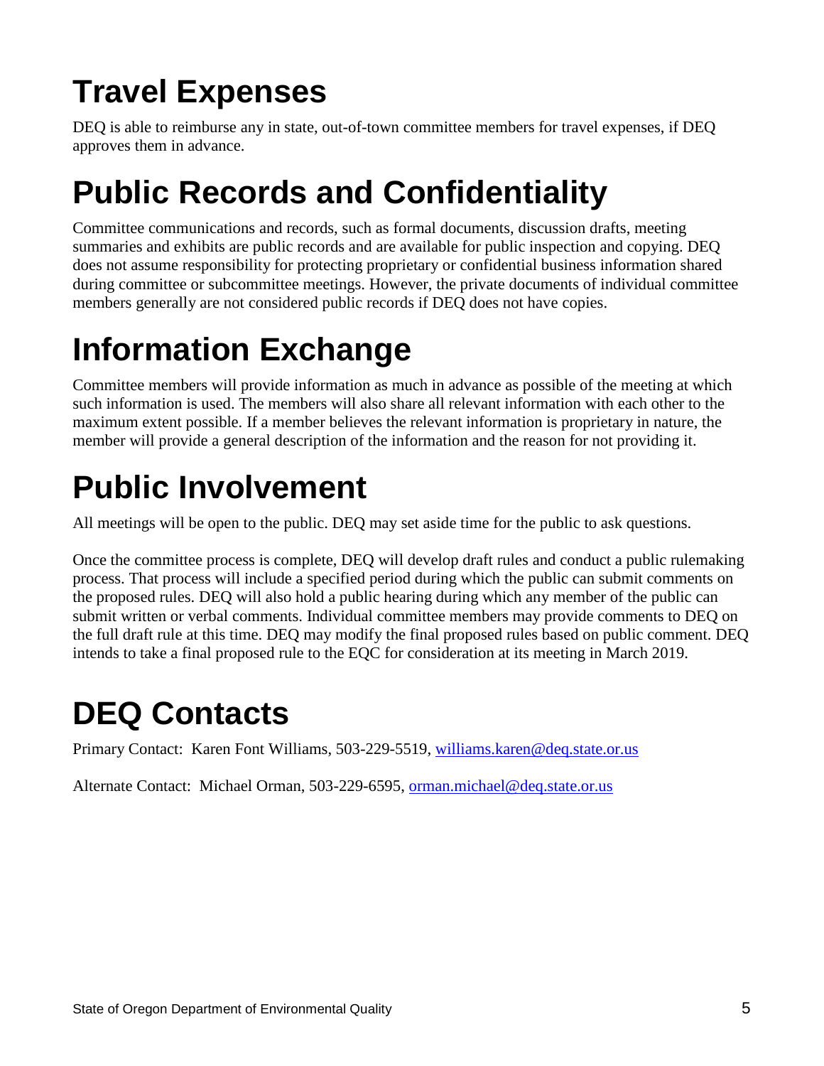# Travel Expenses

DEQ is able to reimburse any in state, out-of-town committee members for travel expenses, if DEQ approves them in advance.

# Public Records and Confidentiality

Committee communications and records, such as formal documents, discussion drafts, meeting summaries and exhibits are public records and are available for public inspection and copying. DEQ does not assume responsibility for protecting proprietary or confidential business information shared during committee or subcommittee meetings. However, the private documents of individual committee members generally are not considered public records if DEQ does not have copies.

# Information Exchange

Committee members will provide information as much in advance as possible of the meeting at which such information is used. The members will also share all relevant information with each other to the maximum extent possible. If a member believes the relevant information is proprietary in nature, the member will provide a general description of the information and the reason for not providing it.

# Public Involvement

All meetings will be open to the public. DEQ may set aside time for the public to ask questions.

Once the committee process is complete, DEQ will develop draft rules and conduct a public rulemaking process. That process will include a specified period during which the public can submit comments on the proposed rules. DEQ will also hold a public hearing during which any member of the public can submit written or verbal comments. Individual committee members may provide comments to DEQ on the full draft rule at this time. DEQ may modify the final proposed rules based on public comment. DEQ intends to take a final proposed rule to the EQC for consideration at its meeting in March 2019.

# DEQ Contacts

Primary Contact: Karen Font Williams, 503-229-5519, williams.karen@deq.state.or.us

Alternate Contact: Michael Orman, 503-229-6595, orman.michael@deq.state.or.us